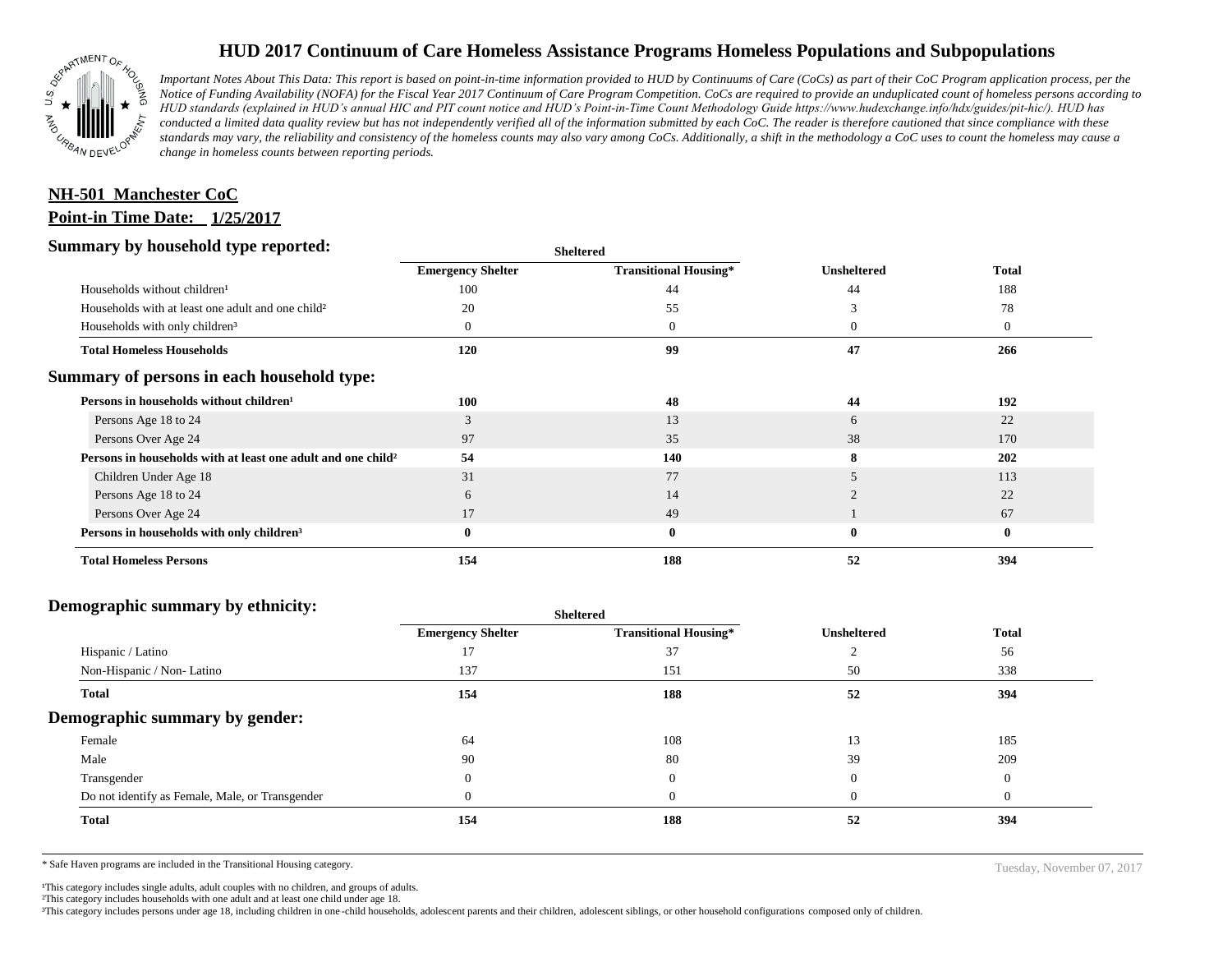# HUD 2017 Continuum of Care Homeless Assistance Programs Homeless Populations and Subpopulations

*Important Notes About This Data: This report is based on point-in-time information provided to HUD by Continuums of Care (CoCs) as part of their CoC Program application process, per the Notice of Funding Availability (NOFA) for the Fiscal Year 2017 Continuum of Care Program Competition. CoCs are required to provide an unduplicated count of homeless persons according to HUD standards (explained in HUD's annual HIC and PIT count notice and HUD's Point-in-Time Count Methodology Guide https://www.hudexchange.info/hdx/guides/pit-hic/). HUD has conducted a limited data quality review but has not independently verified all of the information submitted by each CoC. The reader is therefore cautioned that since compliance with these standards may vary, the reliability and consistency of the homeless counts may also vary among CoCs. Additionally, a shift in the methodology a CoC uses to count the homeless may cause a change in homeless counts between reporting periods.*

**NH-501 Manchester CoC**

**Point-in Time Date: 1/25/2017**

## Summary by household type reported:

| | Sheltered | | | |
|---|---|---|---|---|
| | **Emergency Shelter** | **Transitional Housing*** | **Unsheltered** | **Total** |
| Households without children[1] | 100 | 44 | 44 | 188 |
| Households with at least one adult and one child[2] | 20 | 55 | 3 | 78 |
| Households with only children[3] | 0 | 0 | 0 | 0 |
| **Total Homeless Households** | **120** | **99** | **47** | **266** |

## Summary of persons in each household type:

| | Emergency Shelter | Transitional Housing* | Unsheltered | Total |
|---|---|---|---|---|
| **Persons in households without children[1]** | **100** | **48** | **44** | **192** |
| Persons Age 18 to 24 | 3 | 13 | 6 | 22 |
| Persons Over Age 24 | 97 | 35 | 38 | 170 |
| **Persons in households with at least one adult and one child[2]** | **54** | **140** | **8** | **202** |
| Children Under Age 18 | 31 | 77 | 5 | 113 |
| Persons Age 18 to 24 | 6 | 14 | 2 | 22 |
| Persons Over Age 24 | 17 | 49 | 1 | 67 |
| **Persons in households with only children[3]** | **0** | **0** | **0** | **0** |
| **Total Homeless Persons** | **154** | **188** | **52** | **394** |

## Demographic summary by ethnicity:

| | Sheltered | | | |
|---|---|---|---|---|
| | **Emergency Shelter** | **Transitional Housing*** | **Unsheltered** | **Total** |
| Hispanic / Latino | 17 | 37 | 2 | 56 |
| Non-Hispanic / Non- Latino | 137 | 151 | 50 | 338 |
| **Total** | **154** | **188** | **52** | **394** |

## Demographic summary by gender:

| | Emergency Shelter | Transitional Housing* | Unsheltered | Total |
|---|---|---|---|---|
| Female | 64 | 108 | 13 | 185 |
| Male | 90 | 80 | 39 | 209 |
| Transgender | 0 | 0 | 0 | 0 |
| Do not identify as Female, Male, or Transgender | 0 | 0 | 0 | 0 |
| **Total** | **154** | **188** | **52** | **394** |

\* Safe Haven programs are included in the Transitional Housing category.

Tuesday, November 07, 2017

[1]This category includes single adults, adult couples with no children, and groups of adults.
[2]This category includes households with one adult and at least one child under age 18.
[3]This category includes persons under age 18, including children in one-child households, adolescent parents and their children, adolescent siblings, or other household configurations composed only of children.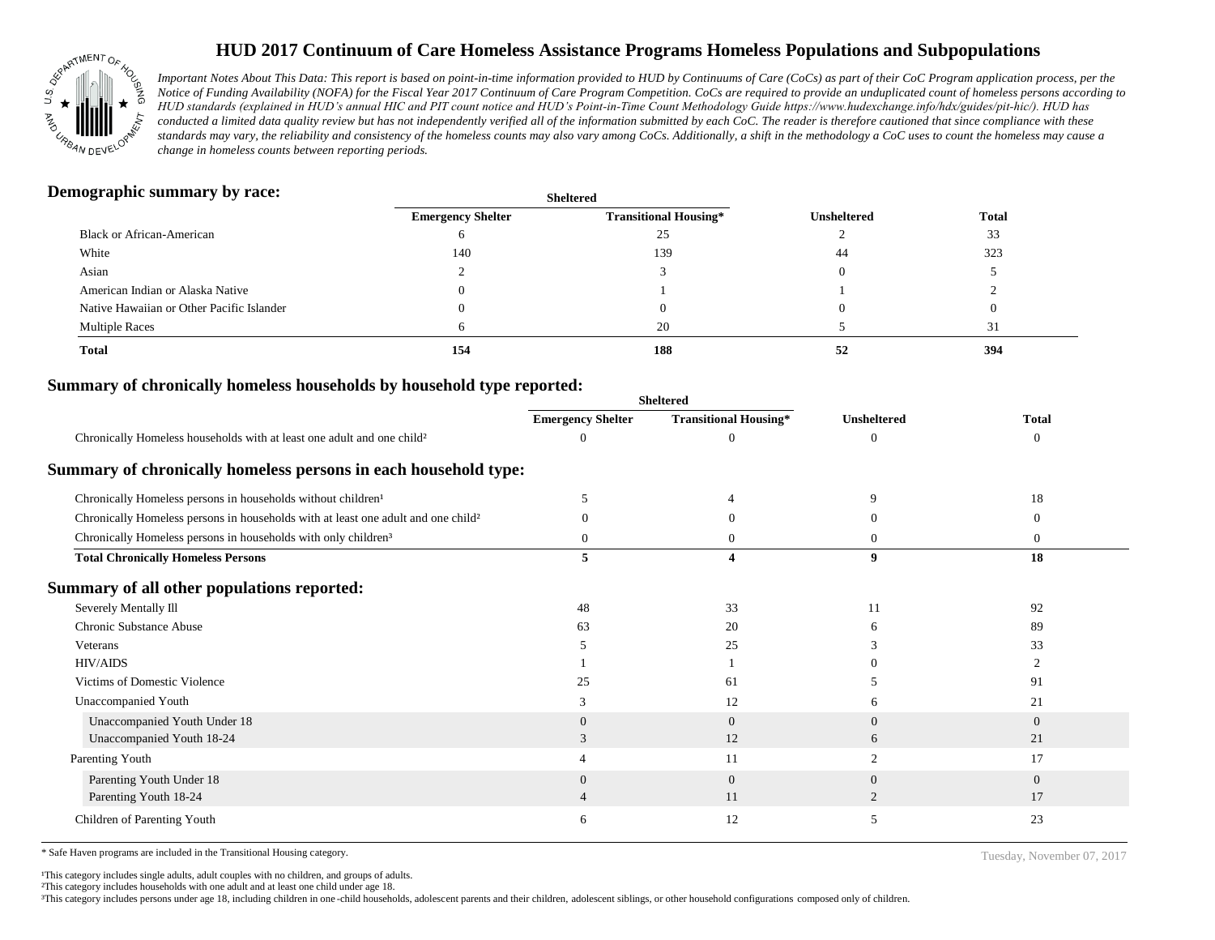# HUD 2017 Continuum of Care Homeless Assistance Programs Homeless Populations and Subpopulations

*Important Notes About This Data: This report is based on point-in-time information provided to HUD by Continuums of Care (CoCs) as part of their CoC Program application process, per the Notice of Funding Availability (NOFA) for the Fiscal Year 2017 Continuum of Care Program Competition. CoCs are required to provide an unduplicated count of homeless persons according to HUD standards (explained in HUD's annual HIC and PIT count notice and HUD's Point-in-Time Count Methodology Guide https://www.hudexchange.info/hdx/guides/pit-hic/). HUD has conducted a limited data quality review but has not independently verified all of the information submitted by each CoC. The reader is therefore cautioned that since compliance with these standards may vary, the reliability and consistency of the homeless counts may also vary among CoCs. Additionally, a shift in the methodology a CoC uses to count the homeless may cause a change in homeless counts between reporting periods.*

## Demographic summary by race:

| | Sheltered | | | |
|---|---|---|---|---|
| | Emergency Shelter | Transitional Housing* | Unsheltered | Total |
| Black or African-American | 6 | 25 | 2 | 33 |
| White | 140 | 139 | 44 | 323 |
| Asian | 2 | 3 | 0 | 5 |
| American Indian or Alaska Native | 0 | 1 | 1 | 2 |
| Native Hawaiian or Other Pacific Islander | 0 | 0 | 0 | 0 |
| Multiple Races | 6 | 20 | 5 | 31 |
| **Total** | **154** | **188** | **52** | **394** |

## Summary of chronically homeless households by household type reported:

| | Sheltered | | | |
|---|---|---|---|---|
| | Emergency Shelter | Transitional Housing* | Unsheltered | Total |
| Chronically Homeless households with at least one adult and one child² | 0 | 0 | 0 | 0 |

## Summary of chronically homeless persons in each household type:

| | Emergency Shelter | Transitional Housing* | Unsheltered | Total |
|---|---|---|---|---|
| Chronically Homeless persons in households without children¹ | 5 | 4 | 9 | 18 |
| Chronically Homeless persons in households with at least one adult and one child² | 0 | 0 | 0 | 0 |
| Chronically Homeless persons in households with only children³ | 0 | 0 | 0 | 0 |
| **Total Chronically Homeless Persons** | **5** | **4** | **9** | **18** |

## Summary of all other populations reported:

| | Emergency Shelter | Transitional Housing* | Unsheltered | Total |
|---|---|---|---|---|
| Severely Mentally Ill | 48 | 33 | 11 | 92 |
| Chronic Substance Abuse | 63 | 20 | 6 | 89 |
| Veterans | 5 | 25 | 3 | 33 |
| HIV/AIDS | 1 | 1 | 0 | 2 |
| Victims of Domestic Violence | 25 | 61 | 5 | 91 |
| Unaccompanied Youth | 3 | 12 | 6 | 21 |
| Unaccompanied Youth Under 18 | 0 | 0 | 0 | 0 |
| Unaccompanied Youth 18-24 | 3 | 12 | 6 | 21 |
| Parenting Youth | 4 | 11 | 2 | 17 |
| Parenting Youth Under 18 | 0 | 0 | 0 | 0 |
| Parenting Youth 18-24 | 4 | 11 | 2 | 17 |
| Children of Parenting Youth | 6 | 12 | 5 | 23 |

* Safe Haven programs are included in the Transitional Housing category.

Tuesday, November 07, 2017

¹This category includes single adults, adult couples with no children, and groups of adults.
²This category includes households with one adult and at least one child under age 18.
³This category includes persons under age 18, including children in one-child households, adolescent parents and their children, adolescent siblings, or other household configurations composed only of children.